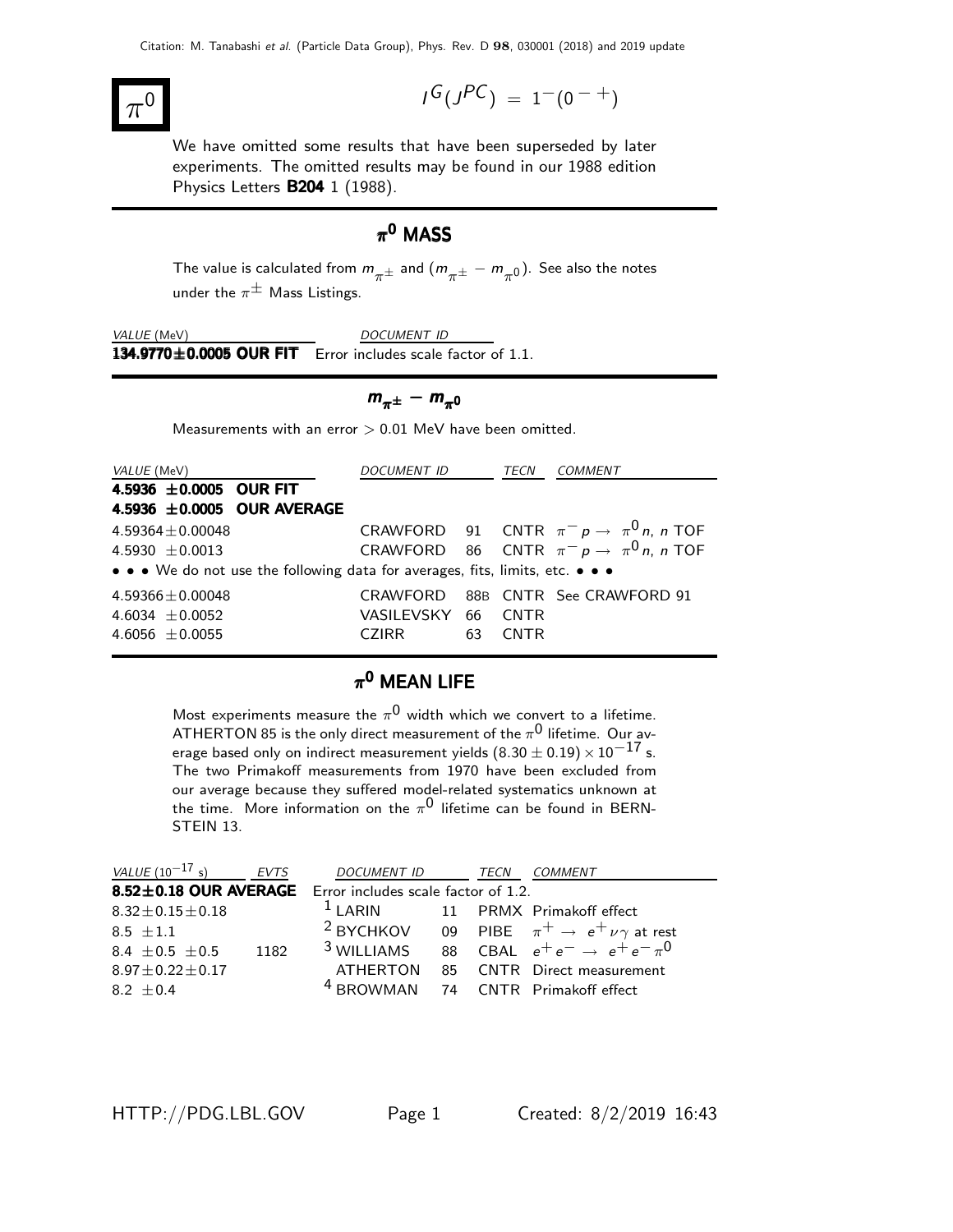# $\pi^0$

$$I^G(J^{PC}) = 1^-(0^{-+})$$

We have omitted some results that have been superseded by later experiments. The omitted results may be found in our 1988 edition Physics Letters **B204** 1 (1988).

## $\pi^0$ MASS

The value is calculated from $m_{\pi^\pm}$ and $(m_{\pi^\pm} - m_{\pi^0})$. See also the notes under the $\pi^\pm$ Mass Listings.

| *VALUE* (MeV) | *DOCUMENT ID* |
|---|---|
| **134.9770±0.0005 OUR FIT** | Error includes scale factor of 1.1. |

## $m_{\pi^\pm} - m_{\pi^0}$

Measurements with an error > 0.01 MeV have been omitted.

| *VALUE* (MeV) | *DOCUMENT ID* | | *TECN* | *COMMENT* |
|---|---|---|---|---|
| **4.5936 ±0.0005 OUR FIT** | | | | |
| **4.5936 ±0.0005 OUR AVERAGE** | | | | |
| 4.59364±0.00048 | CRAWFORD | 91 | CNTR | $\pi^- p \to \pi^0 n$, $n$ TOF |
| 4.5930 ±0.0013 | CRAWFORD | 86 | CNTR | $\pi^- p \to \pi^0 n$, $n$ TOF |
| • • • We do not use the following data for averages, fits, limits, etc. • • • | | | | |
| 4.59366±0.00048 | CRAWFORD | 88B | CNTR | See CRAWFORD 91 |
| 4.6034 ±0.0052 | VASILEVSKY | 66 | CNTR | |
| 4.6056 ±0.0055 | CZIRR | 63 | CNTR | |

## $\pi^0$ MEAN LIFE

Most experiments measure the $\pi^0$ width which we convert to a lifetime. ATHERTON 85 is the only direct measurement of the $\pi^0$ lifetime. Our average based only on indirect measurement yields $(8.30 \pm 0.19) \times 10^{-17}$ s. The two Primakoff measurements from 1970 have been excluded from our average because they suffered model-related systematics unknown at the time. More information on the $\pi^0$ lifetime can be found in BERNSTEIN 13.

| *VALUE* ($10^{-17}$ s) | *EVTS* | *DOCUMENT ID* | | *TECN* | *COMMENT* |
|---|---|---|---|---|---|
| **8.52±0.18 OUR AVERAGE** | | Error includes scale factor of 1.2. | | | |
| 8.32±0.15±0.18 | | [1] LARIN | 11 | PRMX | Primakoff effect |
| 8.5 ±1.1 | | [2] BYCHKOV | 09 | PIBE | $\pi^+ \to e^+ \nu \gamma$ at rest |
| 8.4 ±0.5 ±0.5 | 1182 | [3] WILLIAMS | 88 | CBAL | $e^+ e^- \to e^+ e^- \pi^0$ |
| 8.97±0.22±0.17 | | ATHERTON | 85 | CNTR | Direct measurement |
| 8.2 ±0.4 | | [4] BROWMAN | 74 | CNTR | Primakoff effect |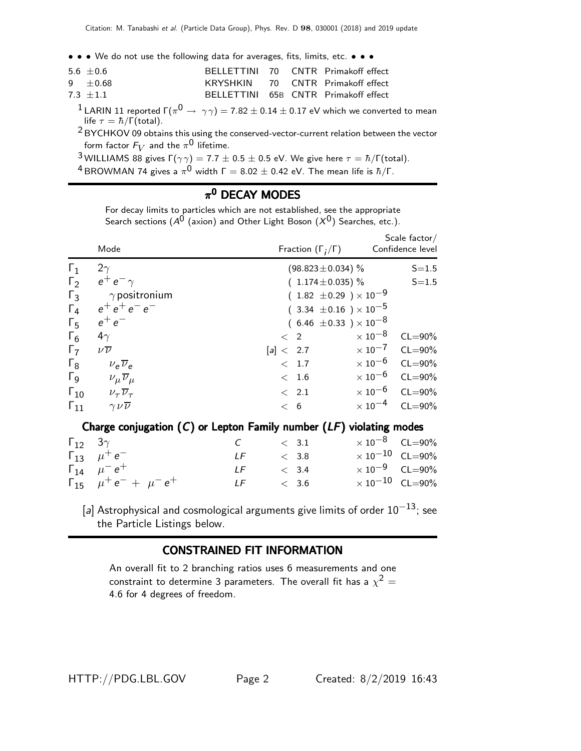• • • We do not use the following data for averages, fits, limits, etc. • • •

| | | | | |
|---|---|---|---|---|
| $5.6 \pm 0.6$ | BELLETTINI | 70 | CNTR | Primakoff effect |
| $9 \pm 0.68$ | KRYSHKIN | 70 | CNTR | Primakoff effect |
| $7.3 \pm 1.1$ | BELLETTINI | 65B | CNTR | Primakoff effect |

[1] LARIN 11 reported $\Gamma(\pi^0 \to \gamma\gamma) = 7.82 \pm 0.14 \pm 0.17$ eV which we converted to mean life $\tau = \hbar/\Gamma$(total).

[2] BYCHKOV 09 obtains this using the conserved-vector-current relation between the vector form factor $F_V$ and the $\pi^0$ lifetime.

[3] WILLIAMS 88 gives $\Gamma(\gamma\gamma) = 7.7 \pm 0.5 \pm 0.5$ eV. We give here $\tau = \hbar/\Gamma$(total).

[4] BROWMAN 74 gives a $\pi^0$ width $\Gamma = 8.02 \pm 0.42$ eV. The mean life is $\hbar/\Gamma$.

## $\pi^0$ DECAY MODES

For decay limits to particles which are not established, see the appropriate Search sections ($A^0$ (axion) and Other Light Boson ($X^0$) Searches, etc.).

| | Mode | | Fraction ($\Gamma_i/\Gamma$) | Scale factor/ Confidence level |
|---|---|---|---|---|
| $\Gamma_1$ | $2\gamma$ | | $(98.823 \pm 0.034)$ % | S=1.5 |
| $\Gamma_2$ | $e^+ e^- \gamma$ | | $(1.174 \pm 0.035)$ % | S=1.5 |
| $\Gamma_3$ | $\gamma$ positronium | | $(1.82 \pm 0.29) \times 10^{-9}$ | |
| $\Gamma_4$ | $e^+ e^+ e^- e^-$ | | $(3.34 \pm 0.16) \times 10^{-5}$ | |
| $\Gamma_5$ | $e^+ e^-$ | | $(6.46 \pm 0.33) \times 10^{-8}$ | |
| $\Gamma_6$ | $4\gamma$ | | $< 2 \times 10^{-8}$ | CL=90% |
| $\Gamma_7$ | $\nu\overline{\nu}$ | | [a] $< 2.7 \times 10^{-7}$ | CL=90% |
| $\Gamma_8$ | $\nu_e \overline{\nu}_e$ | | $< 1.7 \times 10^{-6}$ | CL=90% |
| $\Gamma_9$ | $\nu_\mu \overline{\nu}_\mu$ | | $< 1.6 \times 10^{-6}$ | CL=90% |
| $\Gamma_{10}$ | $\nu_\tau \overline{\nu}_\tau$ | | $< 2.1 \times 10^{-6}$ | CL=90% |
| $\Gamma_{11}$ | $\gamma\nu\overline{\nu}$ | | $< 6 \times 10^{-4}$ | CL=90% |
| | **Charge conjugation ($C$) or Lepton Family number ($LF$) violating modes** | | | |
| $\Gamma_{12}$ | $3\gamma$ | $C$ | $< 3.1 \times 10^{-8}$ | CL=90% |
| $\Gamma_{13}$ | $\mu^+ e^-$ | $LF$ | $< 3.8 \times 10^{-10}$ | CL=90% |
| $\Gamma_{14}$ | $\mu^- e^+$ | $LF$ | $< 3.4 \times 10^{-9}$ | CL=90% |
| $\Gamma_{15}$ | $\mu^+ e^- + \mu^- e^+$ | $LF$ | $< 3.6 \times 10^{-10}$ | CL=90% |

[a] Astrophysical and cosmological arguments give limits of order $10^{-13}$; see the Particle Listings below.

## CONSTRAINED FIT INFORMATION

An overall fit to 2 branching ratios uses 6 measurements and one constraint to determine 3 parameters. The overall fit has a $\chi^2 = 4.6$ for 4 degrees of freedom.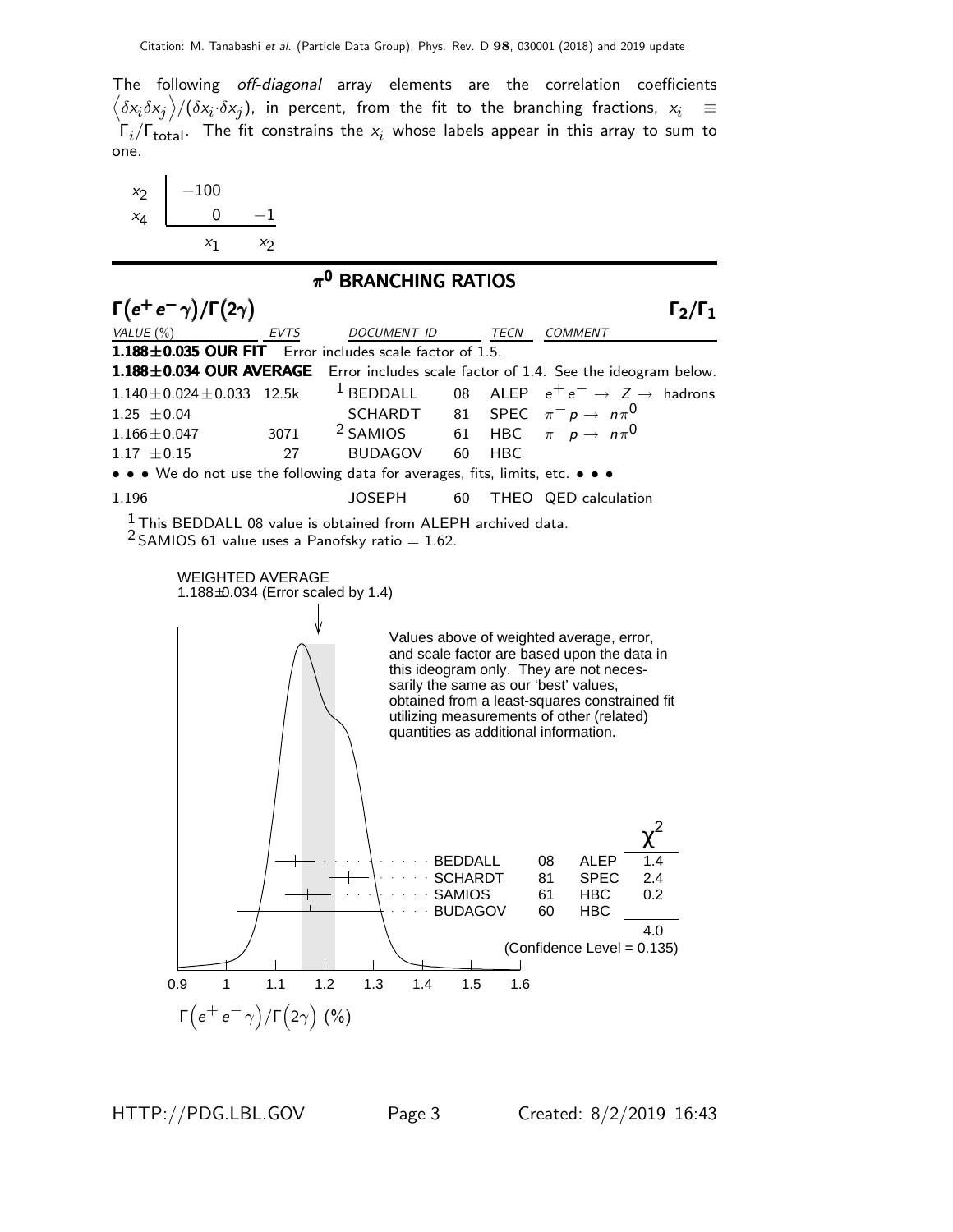The following *off-diagonal* array elements are the correlation coefficients $\left\langle \delta x_i \delta x_j \right\rangle / (\delta x_i \cdot \delta x_j)$, in percent, from the fit to the branching fractions, $x_i \equiv \Gamma_i/\Gamma_{\text{total}}$. The fit constrains the $x_i$ whose labels appear in this array to sum to one.

| | | |
|---|---|---|
| $x_2$ | −100 | |
| $x_4$ | 0 | −1 |
| | $x_1$ | $x_2$ |

## $\pi^0$ BRANCHING RATIOS

### $\Gamma(e^+e^-\gamma)/\Gamma(2\gamma)$ — $\Gamma_2/\Gamma_1$

| VALUE (%) | EVTS | DOCUMENT ID | | TECN | COMMENT |
|---|---|---|---|---|---|
| **1.188±0.035 OUR FIT** | Error includes scale factor of 1.5. | | | | |
| **1.188±0.034 OUR AVERAGE** | Error includes scale factor of 1.4. See the ideogram below. | | | | |
| 1.140±0.024±0.033 | 12.5k | [1] BEDDALL | 08 | ALEP | $e^+e^- \to Z \to$ hadrons |
| 1.25 ±0.04 | | SCHARDT | 81 | SPEC | $\pi^- p \to n\pi^0$ |
| 1.166±0.047 | 3071 | [2] SAMIOS | 61 | HBC | $\pi^- p \to n\pi^0$ |
| 1.17 ±0.15 | 27 | BUDAGOV | 60 | HBC | |
| • • • We do not use the following data for averages, fits, limits, etc. • • • | | | | | |
| 1.196 | | JOSEPH | 60 | THEO | QED calculation |

[1] This BEDDALL 08 value is obtained from ALEPH archived data.
[2] SAMIOS 61 value uses a Panofsky ratio = 1.62.

WEIGHTED AVERAGE
1.188±0.034 (Error scaled by 1.4)

Values above of weighted average, error, and scale factor are based upon the data in this ideogram only. They are not necessarily the same as our 'best' values, obtained from a least-squares constrained fit utilizing measurements of other (related) quantities as additional information.

| | | | $\chi^2$ |
|---|---|---|---|
| BEDDALL | 08 | ALEP | 1.4 |
| SCHARDT | 81 | SPEC | 2.4 |
| SAMIOS | 61 | HBC | 0.2 |
| BUDAGOV | 60 | HBC | |
| | | | 4.0 |

(Confidence Level = 0.135)

$\Gamma(e^+e^-\gamma)/\Gamma(2\gamma)$ (%)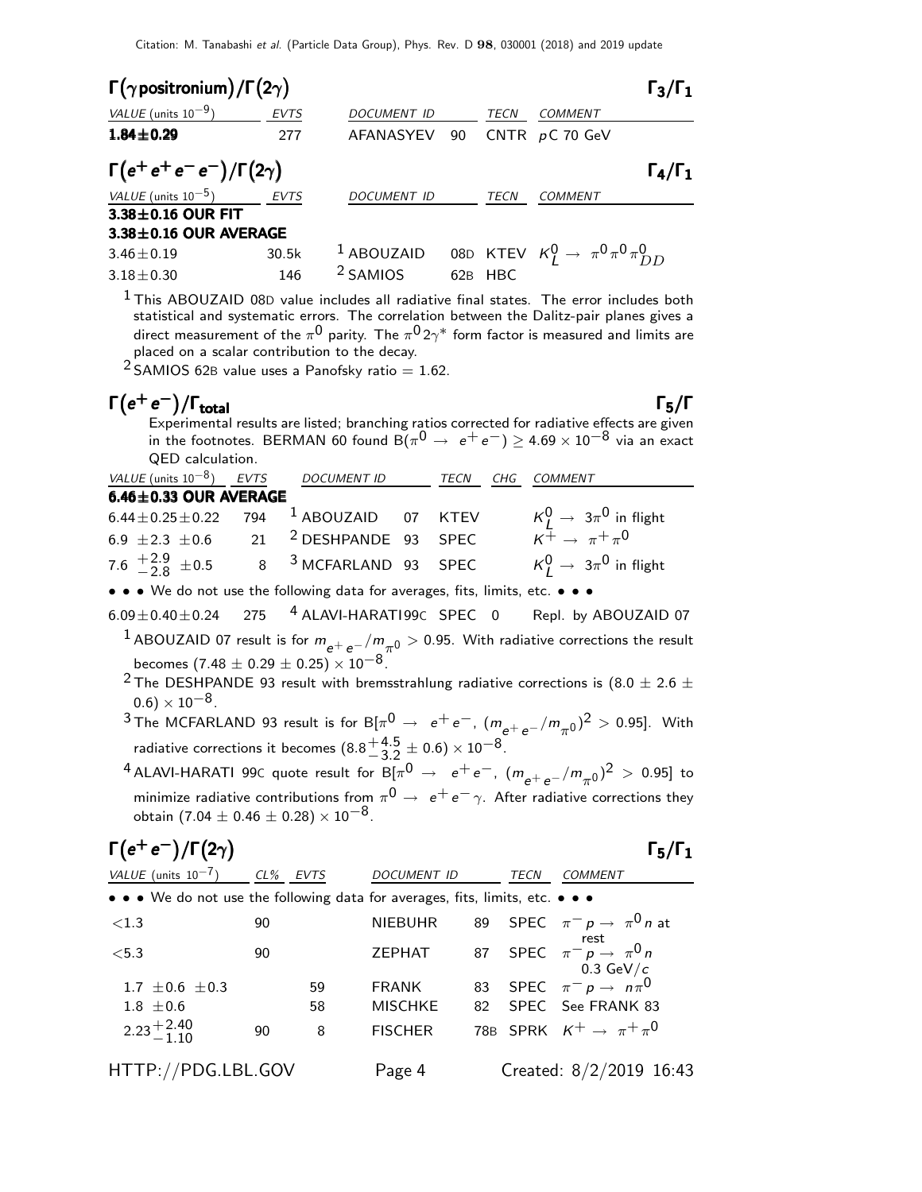## $\Gamma(\gamma\,\text{positronium})/\Gamma(2\gamma)$ $\qquad\Gamma_3/\Gamma_1$

| VALUE (units $10^{-9}$) | EVTS | DOCUMENT ID | | TECN | COMMENT |
|---|---|---|---|---|---|
| **1.84±0.29** | 277 | AFANASYEV | 90 | CNTR | pC 70 GeV |

## $\Gamma(e^+e^+e^-e^-)/\Gamma(2\gamma)$ $\qquad\Gamma_4/\Gamma_1$

| VALUE (units $10^{-5}$) | EVTS | DOCUMENT ID | | TECN | COMMENT |
|---|---|---|---|---|---|
| **3.38±0.16 OUR FIT** | | | | | |
| **3.38±0.16 OUR AVERAGE** | | | | | |
| 3.46±0.19 | 30.5k | [1] ABOUZAID | 08D | KTEV | $K^0_L \to \pi^0\pi^0\pi^0_{DD}$ |
| 3.18±0.30 | 146 | [2] SAMIOS | 62B | HBC | |

[1] This ABOUZAID 08D value includes all radiative final states. The error includes both statistical and systematic errors. The correlation between the Dalitz-pair planes gives a direct measurement of the $\pi^0$ parity. The $\pi^0 2\gamma^*$ form factor is measured and limits are placed on a scalar contribution to the decay.

[2] SAMIOS 62B value uses a Panofsky ratio = 1.62.

## $\Gamma(e^+e^-)/\Gamma_{\text{total}}$ $\qquad\Gamma_5/\Gamma$

Experimental results are listed; branching ratios corrected for radiative effects are given in the footnotes. BERMAN 60 found $B(\pi^0 \to e^+e^-) \geq 4.69 \times 10^{-8}$ via an exact QED calculation.

| VALUE (units $10^{-8}$) | EVTS | DOCUMENT ID | | TECN | CHG | COMMENT |
|---|---|---|---|---|---|---|
| **6.46±0.33 OUR AVERAGE** | | | | | | |
| $6.44\pm0.25\pm0.22$ | 794 | [1] ABOUZAID | 07 | KTEV | | $K^0_L \to 3\pi^0$ in flight |
| $6.9 \pm2.3 \pm0.6$ | 21 | [2] DESHPANDE | 93 | SPEC | | $K^+ \to \pi^+\pi^0$ |
| $7.6\ ^{+2.9}_{-2.8}\ \pm0.5$ | 8 | [3] MCFARLAND | 93 | SPEC | | $K^0_L \to 3\pi^0$ in flight |
| • • • We do not use the following data for averages, fits, limits, etc. • • • | | | | | | |
| $6.09\pm0.40\pm0.24$ | 275 | [4] ALAVI-HARATI | 99C | SPEC | 0 | Repl. by ABOUZAID 07 |

[1] ABOUZAID 07 result is for $m_{e^+e^-}/m_{\pi^0} > 0.95$. With radiative corrections the result becomes $(7.48 \pm 0.29 \pm 0.25) \times 10^{-8}$.

[2] The DESHPANDE 93 result with bremsstrahlung radiative corrections is $(8.0 \pm 2.6 \pm 0.6) \times 10^{-8}$.

[3] The MCFARLAND 93 result is for $B[\pi^0 \to e^+e^-, (m_{e^+e^-}/m_{\pi^0})^2 > 0.95]$. With radiative corrections it becomes $(8.8^{+4.5}_{-3.2} \pm 0.6) \times 10^{-8}$.

[4] ALAVI-HARATI 99C quote result for $B[\pi^0 \to e^+e^-, (m_{e^+e^-}/m_{\pi^0})^2 > 0.95]$ to minimize radiative contributions from $\pi^0 \to e^+e^-\gamma$. After radiative corrections they obtain $(7.04 \pm 0.46 \pm 0.28) \times 10^{-8}$.

## $\Gamma(e^+e^-)/\Gamma(2\gamma)$ $\qquad\Gamma_5/\Gamma_1$

| VALUE (units $10^{-7}$) | CL% | EVTS | DOCUMENT ID | | TECN | COMMENT |
|---|---|---|---|---|---|---|
| • • • We do not use the following data for averages, fits, limits, etc. • • • | | | | | | |
| $<1.3$ | 90 | | NIEBUHR | 89 | SPEC | $\pi^-p \to \pi^0 n$ at rest |
| $<5.3$ | 90 | | ZEPHAT | 87 | SPEC | $\pi^-p \to \pi^0 n$ 0.3 GeV/$c$ |
| $1.7 \pm0.6 \pm0.3$ | | 59 | FRANK | 83 | SPEC | $\pi^-p \to n\pi^0$ |
| $1.8 \pm0.6$ | | 58 | MISCHKE | 82 | SPEC | See FRANK 83 |
| $2.23^{+2.40}_{-1.10}$ | 90 | 8 | FISCHER | 78B | SPRK | $K^+ \to \pi^+\pi^0$ |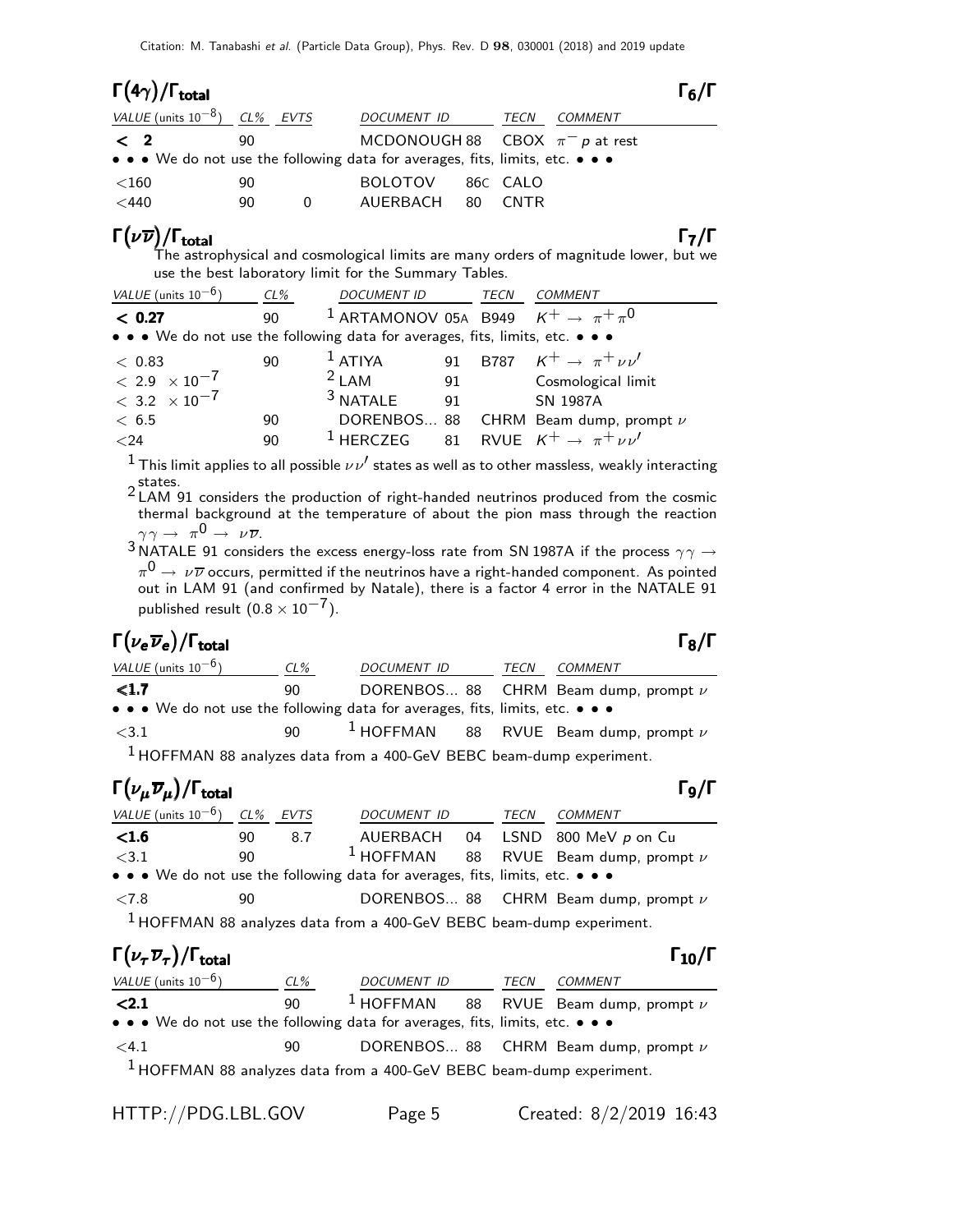## $\Gamma(4\gamma)/\Gamma_{total}$ $\Gamma_6/\Gamma$

| VALUE (units $10^{-8}$) | CL% | EVTS | DOCUMENT ID | | TECN | COMMENT |
|---|---|---|---|---|---|---|
| **< 2** | 90 | | MCDONOUGH | 88 | CBOX | $\pi^- p$ at rest |
| • • • We do not use the following data for averages, fits, limits, etc. • • • | | | | | | |
| <160 | 90 | | BOLOTOV | 86C | CALO | |
| <440 | 90 | 0 | AUERBACH | 80 | CNTR | |

## $\Gamma(\nu\overline{\nu})/\Gamma_{total}$ $\Gamma_7/\Gamma$

The astrophysical and cosmological limits are many orders of magnitude lower, but we use the best laboratory limit for the Summary Tables.

| VALUE (units $10^{-6}$) | CL% | DOCUMENT ID | | TECN | COMMENT |
|---|---|---|---|---|---|
| **< 0.27** | 90 | [1] ARTAMONOV | 05A | B949 | $K^+ \rightarrow \pi^+ \pi^0$ |
| • • • We do not use the following data for averages, fits, limits, etc. • • • | | | | | |
| < 0.83 | 90 | [1] ATIYA | 91 | B787 | $K^+ \rightarrow \pi^+ \nu \nu'$ |
| $< 2.9 \times 10^{-7}$ | | [2] LAM | 91 | | Cosmological limit |
| $< 3.2 \times 10^{-7}$ | | [3] NATALE | 91 | | SN 1987A |
| < 6.5 | 90 | DORENBOS... | 88 | CHRM | Beam dump, prompt $\nu$ |
| <24 | 90 | [1] HERCZEG | 81 | RVUE | $K^+ \rightarrow \pi^+ \nu \nu'$ |

[1] This limit applies to all possible $\nu\nu'$ states as well as to other massless, weakly interacting states.

[2] LAM 91 considers the production of right-handed neutrinos produced from the cosmic thermal background at the temperature of about the pion mass through the reaction $\gamma\gamma \rightarrow \pi^0 \rightarrow \nu\overline{\nu}$.

[3] NATALE 91 considers the excess energy-loss rate from SN 1987A if the process $\gamma\gamma \rightarrow \pi^0 \rightarrow \nu\overline{\nu}$ occurs, permitted if the neutrinos have a right-handed component. As pointed out in LAM 91 (and confirmed by Natale), there is a factor 4 error in the NATALE 91 published result ($0.8 \times 10^{-7}$).

## $\Gamma(\nu_e \overline{\nu}_e)/\Gamma_{total}$ $\Gamma_8/\Gamma$

| VALUE (units $10^{-6}$) | CL% | DOCUMENT ID | | TECN | COMMENT |
|---|---|---|---|---|---|
| **<1.7** | 90 | DORENBOS... | 88 | CHRM | Beam dump, prompt $\nu$ |
| • • • We do not use the following data for averages, fits, limits, etc. • • • | | | | | |
| <3.1 | 90 | [1] HOFFMAN | 88 | RVUE | Beam dump, prompt $\nu$ |

[1] HOFFMAN 88 analyzes data from a 400-GeV BEBC beam-dump experiment.

## $\Gamma(\nu_\mu \overline{\nu}_\mu)/\Gamma_{total}$ $\Gamma_9/\Gamma$

| VALUE (units $10^{-6}$) | CL% | EVTS | DOCUMENT ID | | TECN | COMMENT |
|---|---|---|---|---|---|---|
| **<1.6** | 90 | 8.7 | AUERBACH | 04 | LSND | 800 MeV $p$ on Cu |
| <3.1 | 90 | | [1] HOFFMAN | 88 | RVUE | Beam dump, prompt $\nu$ |
| • • • We do not use the following data for averages, fits, limits, etc. • • • | | | | | | |
| <7.8 | 90 | | DORENBOS... | 88 | CHRM | Beam dump, prompt $\nu$ |

[1] HOFFMAN 88 analyzes data from a 400-GeV BEBC beam-dump experiment.

## $\Gamma(\nu_\tau \overline{\nu}_\tau)/\Gamma_{total}$ $\Gamma_{10}/\Gamma$

| VALUE (units $10^{-6}$) | CL% | DOCUMENT ID | | TECN | COMMENT |
|---|---|---|---|---|---|
| **<2.1** | 90 | [1] HOFFMAN | 88 | RVUE | Beam dump, prompt $\nu$ |
| • • • We do not use the following data for averages, fits, limits, etc. • • • | | | | | |
| <4.1 | 90 | DORENBOS... | 88 | CHRM | Beam dump, prompt $\nu$ |

[1] HOFFMAN 88 analyzes data from a 400-GeV BEBC beam-dump experiment.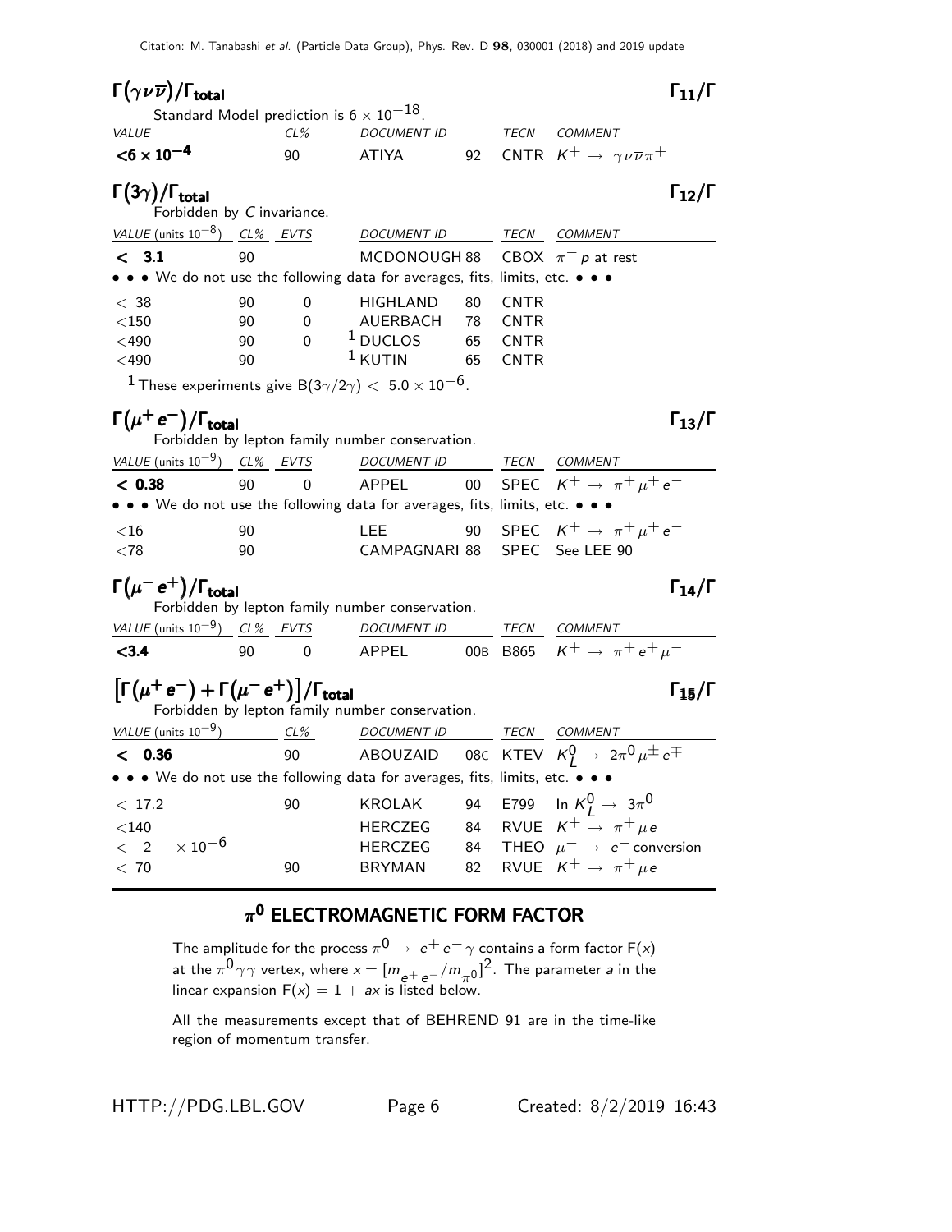### $\Gamma(\gamma \nu \overline{\nu})/\Gamma_{\text{total}}$ $\Gamma_{11}/\Gamma$

Standard Model prediction is $6 \times 10^{-18}$.

| VALUE | CL% | DOCUMENT ID | | TECN | COMMENT |
|---|---|---|---|---|---|
| **$<6 \times 10^{-4}$** | 90 | ATIYA | 92 | CNTR | $K^+ \rightarrow \gamma \nu \overline{\nu} \pi^+$ |

### $\Gamma(3\gamma)/\Gamma_{\text{total}}$ $\Gamma_{12}/\Gamma$

Forbidden by *C* invariance.

| VALUE (units $10^{-8}$) | CL% | EVTS | DOCUMENT ID | | TECN | COMMENT |
|---|---|---|---|---|---|---|
| **$<$ 3.1** | 90 | | MCDONOUGH | 88 | CBOX | $\pi^- p$ at rest |
| • • • We do not use the following data for averages, fits, limits, etc. • • • | | | | | | |
| $<$ 38 | 90 | 0 | HIGHLAND | 80 | CNTR | |
| $<$150 | 90 | 0 | AUERBACH | 78 | CNTR | |
| $<$490 | 90 | 0 | [1] DUCLOS | 65 | CNTR | |
| $<$490 | 90 | | [1] KUTIN | 65 | CNTR | |

[1] These experiments give $B(3\gamma/2\gamma) < 5.0 \times 10^{-6}$.

### $\Gamma(\mu^+ e^-)/\Gamma_{\text{total}}$ $\Gamma_{13}/\Gamma$

Forbidden by lepton family number conservation.

| VALUE (units $10^{-9}$) | CL% | EVTS | DOCUMENT ID | | TECN | COMMENT |
|---|---|---|---|---|---|---|
| **$<$ 0.38** | 90 | 0 | APPEL | 00 | SPEC | $K^+ \rightarrow \pi^+ \mu^+ e^-$ |
| • • • We do not use the following data for averages, fits, limits, etc. • • • | | | | | | |
| $<$16 | 90 | | LEE | 90 | SPEC | $K^+ \rightarrow \pi^+ \mu^+ e^-$ |
| $<$78 | 90 | | CAMPAGNARI | 88 | SPEC | See LEE 90 |

### $\Gamma(\mu^- e^+)/\Gamma_{\text{total}}$ $\Gamma_{14}/\Gamma$

Forbidden by lepton family number conservation.

| VALUE (units $10^{-9}$) | CL% | EVTS | DOCUMENT ID | | TECN | COMMENT |
|---|---|---|---|---|---|---|
| **$<$3.4** | 90 | 0 | APPEL | 00B | B865 | $K^+ \rightarrow \pi^+ e^+ \mu^-$ |

### $\left[\Gamma(\mu^+ e^-) + \Gamma(\mu^- e^+)\right]/\Gamma_{\text{total}}$ $\Gamma_{15}/\Gamma$

Forbidden by lepton family number conservation.

| VALUE (units $10^{-9}$) | CL% | DOCUMENT ID | | TECN | COMMENT |
|---|---|---|---|---|---|
| **$<$ 0.36** | 90 | ABOUZAID | 08C | KTEV | $K_L^0 \rightarrow 2\pi^0 \mu^\pm e^\mp$ |
| • • • We do not use the following data for averages, fits, limits, etc. • • • | | | | | |
| $<$ 17.2 | 90 | KROLAK | 94 | E799 | In $K_L^0 \rightarrow 3\pi^0$ |
| $<$140 | | HERCZEG | 84 | RVUE | $K^+ \rightarrow \pi^+ \mu e$ |
| $<$ 2 $\times 10^{-6}$ | | HERCZEG | 84 | THEO | $\mu^- \rightarrow e^-$ conversion |
| $<$ 70 | 90 | BRYMAN | 82 | RVUE | $K^+ \rightarrow \pi^+ \mu e$ |

## $\pi^0$ ELECTROMAGNETIC FORM FACTOR

The amplitude for the process $\pi^0 \rightarrow e^+ e^- \gamma$ contains a form factor $F(x)$ at the $\pi^0 \gamma\gamma$ vertex, where $x = [m_{e^+e^-}/m_{\pi^0}]^2$. The parameter $a$ in the linear expansion $F(x) = 1 + ax$ is listed below.

All the measurements except that of BEHREND 91 are in the time-like region of momentum transfer.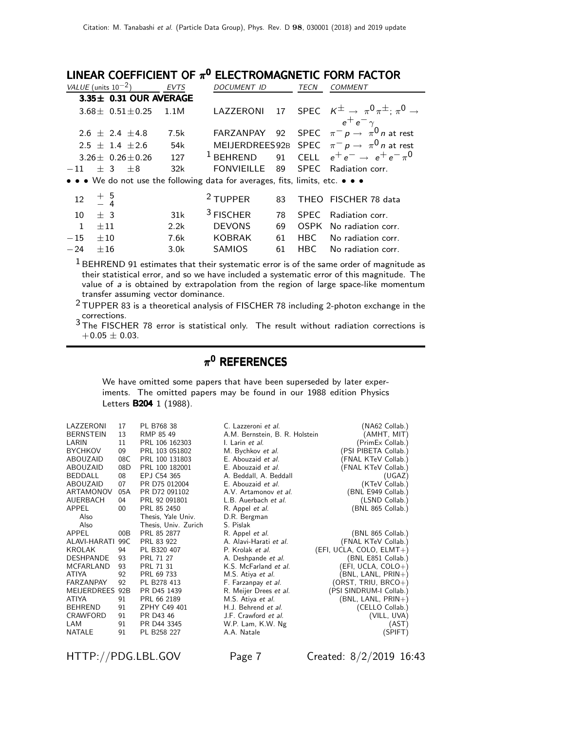## LINEAR COEFFICIENT OF $\pi^0$ ELECTROMAGNETIC FORM FACTOR

| VALUE (units $10^{-2}$) | EVTS | DOCUMENT ID | | TECN | COMMENT |
|---|---|---|---|---|---|
| **3.35± 0.31 OUR AVERAGE** | | | | | |
| $3.68 \pm 0.51 \pm 0.25$ | 1.1M | LAZZERONI | 17 | SPEC | $K^{\pm} \to \pi^0 \pi^{\pm}$; $\pi^0 \to e^+ e^- \gamma$ |
| $2.6 \pm 2.4 \pm 4.8$ | 7.5k | FARZANPAY | 92 | SPEC | $\pi^- p \to \pi^0 n$ at rest |
| $2.5 \pm 1.4 \pm 2.6$ | 54k | MEIJERDREES | 92B | SPEC | $\pi^- p \to \pi^0 n$ at rest |
| $3.26 \pm 0.26 \pm 0.26$ | 127 | [1] BEHREND | 91 | CELL | $e^+ e^- \to e^+ e^- \pi^0$ |
| $-11 \pm 3 \pm 8$ | 32k | FONVIEILLE | 89 | SPEC | Radiation corr. |
| • • • We do not use the following data for averages, fits, limits, etc. • • • | | | | | |
| $12 \ {}^{+5}_{-4}$ | | [2] TUPPER | 83 | THEO | FISCHER 78 data |
| $10 \pm 3$ | 31k | [3] FISCHER | 78 | SPEC | Radiation corr. |
| $1 \pm 11$ | 2.2k | DEVONS | 69 | OSPK | No radiation corr. |
| $-15 \pm 10$ | 7.6k | KOBRAK | 61 | HBC | No radiation corr. |
| $-24 \pm 16$ | 3.0k | SAMIOS | 61 | HBC | No radiation corr. |

[1] BEHREND 91 estimates that their systematic error is of the same order of magnitude as their statistical error, and so we have included a systematic error of this magnitude. The value of *a* is obtained by extrapolation from the region of large space-like momentum transfer assuming vector dominance.

[2] TUPPER 83 is a theoretical analysis of FISCHER 78 including 2-photon exchange in the corrections.

[3] The FISCHER 78 error is statistical only. The result without radiation corrections is $+0.05 \pm 0.03$.

## $\pi^0$ REFERENCES

We have omitted some papers that have been superseded by later experiments. The omitted papers may be found in our 1988 edition Physics Letters **B204** 1 (1988).

| | | | | |
|---|---|---|---|---|
| LAZZERONI | 17 | PL B768 38 | C. Lazzeroni *et al.* | (NA62 Collab.) |
| BERNSTEIN | 13 | RMP 85 49 | A.M. Bernstein, B. R. Holstein | (AMHT, MIT) |
| LARIN | 11 | PRL 106 162303 | I. Larin *et al.* | (PrimEx Collab.) |
| BYCHKOV | 09 | PRL 103 051802 | M. Bychkov *et al.* | (PSI PIBETA Collab.) |
| ABOUZAID | 08C | PRL 100 131803 | E. Abouzaid *et al.* | (FNAL KTeV Collab.) |
| ABOUZAID | 08D | PRL 100 182001 | E. Abouzaid *et al.* | (FNAL KTeV Collab.) |
| BEDDALL | 08 | EPJ C54 365 | A. Beddall, A. Beddall | (UGAZ) |
| ABOUZAID | 07 | PR D75 012004 | E. Abouzaid *et al.* | (KTeV Collab.) |
| ARTAMONOV | 05A | PR D72 091102 | A.V. Artamonov *et al.* | (BNL E949 Collab.) |
| AUERBACH | 04 | PRL 92 091801 | L.B. Auerbach *et al.* | (LSND Collab.) |
| APPEL | 00 | PRL 85 2450 | R. Appel *et al.* | (BNL 865 Collab.) |
| Also | | Thesis, Yale Univ. | D.R. Bergman | |
| Also | | Thesis, Univ. Zurich | S. Pislak | |
| APPEL | 00B | PRL 85 2877 | R. Appel *et al.* | (BNL 865 Collab.) |
| ALAVI-HARATI | 99C | PRL 83 922 | A. Alavi-Harati *et al.* | (FNAL KTeV Collab.) |
| KROLAK | 94 | PL B320 407 | P. Krolak *et al.* | (EFI, UCLA, COLO, ELMT+) |
| DESHPANDE | 93 | PRL 71 27 | A. Deshpande *et al.* | (BNL E851 Collab.) |
| MCFARLAND | 93 | PRL 71 31 | K.S. McFarland *et al.* | (EFI, UCLA, COLO+) |
| ATIYA | 92 | PRL 69 733 | M.S. Atiya *et al.* | (BNL, LANL, PRIN+) |
| FARZANPAY | 92 | PL B278 413 | F. Farzanpay *et al.* | (ORST, TRIU, BRCO+) |
| MEIJERDREES | 92B | PR D45 1439 | R. Meijer Drees *et al.* | (PSI SINDRUM-I Collab.) |
| ATIYA | 91 | PRL 66 2189 | M.S. Atiya *et al.* | (BNL, LANL, PRIN+) |
| BEHREND | 91 | ZPHY C49 401 | H.J. Behrend *et al.* | (CELLO Collab.) |
| CRAWFORD | 91 | PR D43 46 | J.F. Crawford *et al.* | (VILL, UVA) |
| LAM | 91 | PR D44 3345 | W.P. Lam, K.W. Ng | (AST) |
| NATALE | 91 | PL B258 227 | A.A. Natale | (SPIFT) |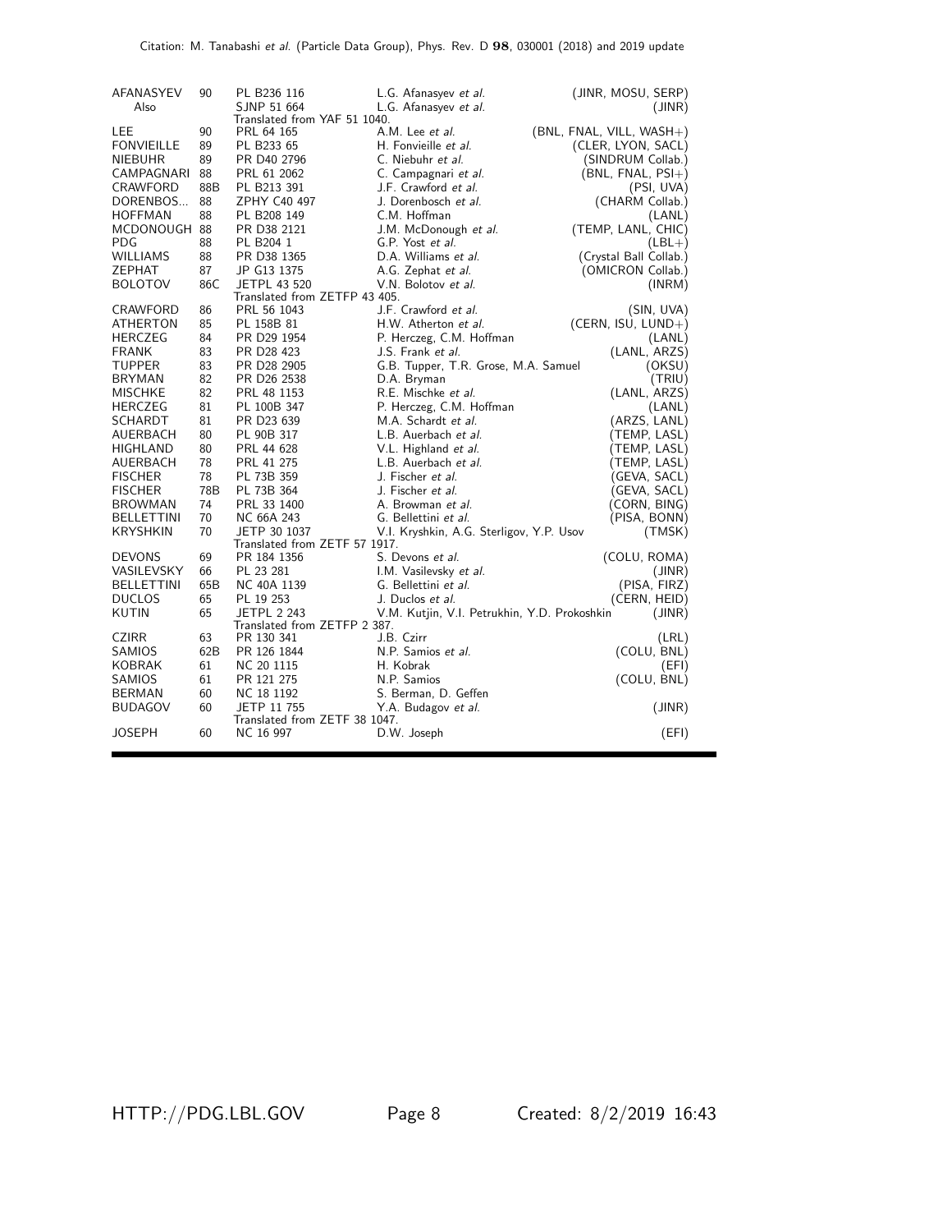| | | | | |
|---|---|---|---|---|
| AFANASYEV | 90 | PL B236 116 | L.G. Afanasyev *et al.* | (JINR, MOSU, SERP) |
| Also | | SJNP 51 664 | L.G. Afanasyev *et al.* | (JINR) |
| | | Translated from YAF 51 1040. | | |
| LEE | 90 | PRL 64 165 | A.M. Lee *et al.* | (BNL, FNAL, VILL, WASH+) |
| FONVIEILLE | 89 | PL B233 65 | H. Fonvieille *et al.* | (CLER, LYON, SACL) |
| NIEBUHR | 89 | PR D40 2796 | C. Niebuhr *et al.* | (SINDRUM Collab.) |
| CAMPAGNARI | 88 | PRL 61 2062 | C. Campagnari *et al.* | (BNL, FNAL, PSI+) |
| CRAWFORD | 88B | PL B213 391 | J.F. Crawford *et al.* | (PSI, UVA) |
| DORENBOS... | 88 | ZPHY C40 497 | J. Dorenbosch *et al.* | (CHARM Collab.) |
| HOFFMAN | 88 | PL B208 149 | C.M. Hoffman | (LANL) |
| MCDONOUGH | 88 | PR D38 2121 | J.M. McDonough *et al.* | (TEMP, LANL, CHIC) |
| PDG | 88 | PL B204 1 | G.P. Yost *et al.* | (LBL+) |
| WILLIAMS | 88 | PR D38 1365 | D.A. Williams *et al.* | (Crystal Ball Collab.) |
| ZEPHAT | 87 | JP G13 1375 | A.G. Zephat *et al.* | (OMICRON Collab.) |
| BOLOTOV | 86C | JETPL 43 520 | V.N. Bolotov *et al.* | (INRM) |
| | | Translated from ZETFP 43 405. | | |
| CRAWFORD | 86 | PRL 56 1043 | J.F. Crawford *et al.* | (SIN, UVA) |
| ATHERTON | 85 | PL 158B 81 | H.W. Atherton *et al.* | (CERN, ISU, LUND+) |
| HERCZEG | 84 | PR D29 1954 | P. Herczeg, C.M. Hoffman | (LANL) |
| FRANK | 83 | PR D28 423 | J.S. Frank *et al.* | (LANL, ARZS) |
| TUPPER | 83 | PR D28 2905 | G.B. Tupper, T.R. Grose, M.A. Samuel | (OKSU) |
| BRYMAN | 82 | PR D26 2538 | D.A. Bryman | (TRIU) |
| MISCHKE | 82 | PRL 48 1153 | R.E. Mischke *et al.* | (LANL, ARZS) |
| HERCZEG | 81 | PL 100B 347 | P. Herczeg, C.M. Hoffman | (LANL) |
| SCHARDT | 81 | PR D23 639 | M.A. Schardt *et al.* | (ARZS, LANL) |
| AUERBACH | 80 | PL 90B 317 | L.B. Auerbach *et al.* | (TEMP, LASL) |
| HIGHLAND | 80 | PRL 44 628 | V.L. Highland *et al.* | (TEMP, LASL) |
| AUERBACH | 78 | PRL 41 275 | L.B. Auerbach *et al.* | (TEMP, LASL) |
| FISCHER | 78 | PL 73B 359 | J. Fischer *et al.* | (GEVA, SACL) |
| FISCHER | 78B | PL 73B 364 | J. Fischer *et al.* | (GEVA, SACL) |
| BROWMAN | 74 | PRL 33 1400 | A. Browman *et al.* | (CORN, BING) |
| BELLETTINI | 70 | NC 66A 243 | G. Bellettini *et al.* | (PISA, BONN) |
| KRYSHKIN | 70 | JETP 30 1037 | V.I. Kryshkin, A.G. Sterligov, Y.P. Usov | (TMSK) |
| | | Translated from ZETF 57 1917. | | |
| DEVONS | 69 | PR 184 1356 | S. Devons *et al.* | (COLU, ROMA) |
| VASILEVSKY | 66 | PL 23 281 | I.M. Vasilevsky *et al.* | (JINR) |
| BELLETTINI | 65B | NC 40A 1139 | G. Bellettini *et al.* | (PISA, FIRZ) |
| DUCLOS | 65 | PL 19 253 | J. Duclos *et al.* | (CERN, HEID) |
| KUTIN | 65 | JETPL 2 243 | V.M. Kutjin, V.I. Petrukhin, Y.D. Prokoshkin | (JINR) |
| | | Translated from ZETFP 2 387. | | |
| CZIRR | 63 | PR 130 341 | J.B. Czirr | (LRL) |
| SAMIOS | 62B | PR 126 1844 | N.P. Samios *et al.* | (COLU, BNL) |
| KOBRAK | 61 | NC 20 1115 | H. Kobrak | (EFI) |
| SAMIOS | 61 | PR 121 275 | N.P. Samios | (COLU, BNL) |
| BERMAN | 60 | NC 18 1192 | S. Berman, D. Geffen | |
| BUDAGOV | 60 | JETP 11 755 | Y.A. Budagov *et al.* | (JINR) |
| | | Translated from ZETF 38 1047. | | |
| JOSEPH | 60 | NC 16 997 | D.W. Joseph | (EFI) |